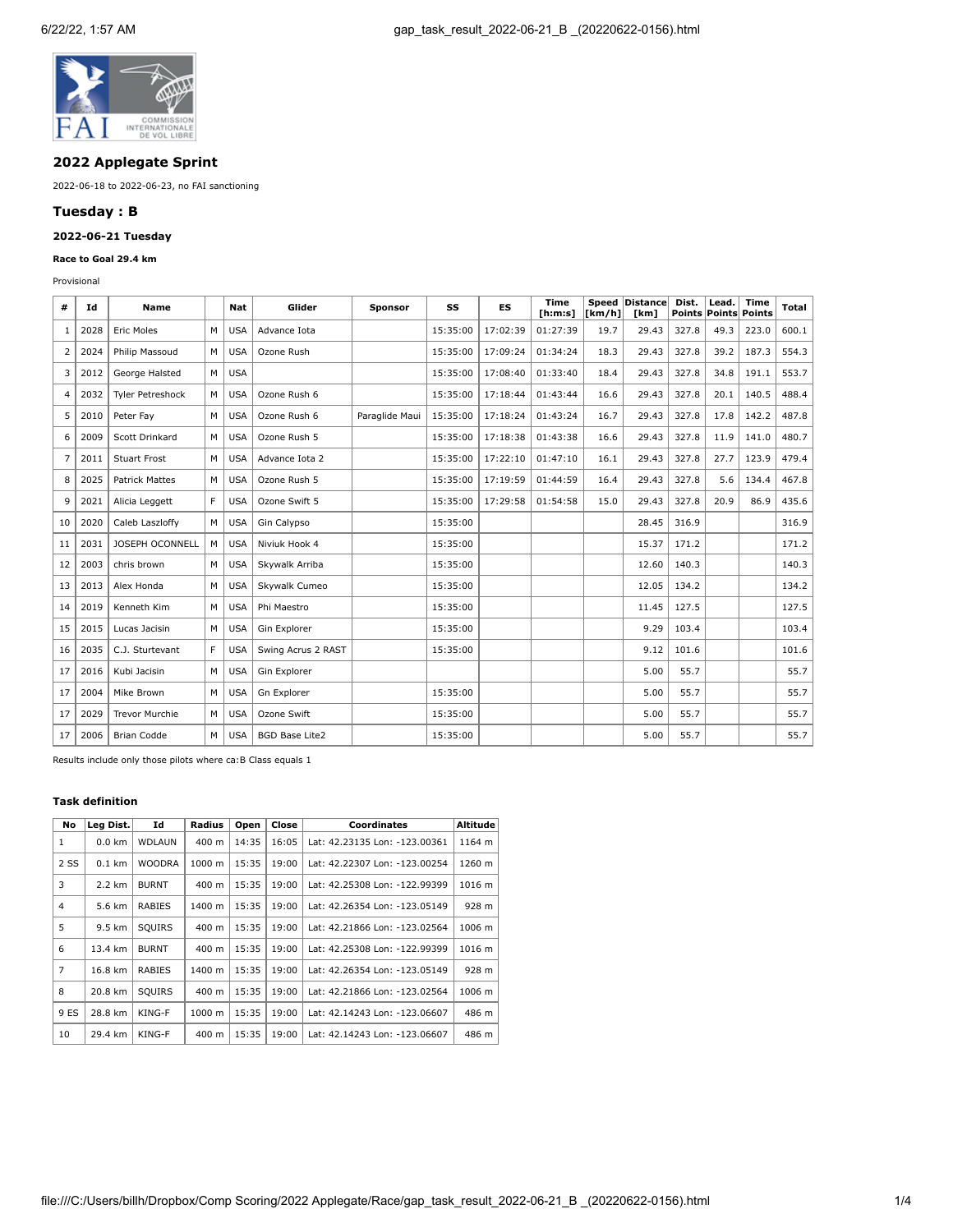## 2022 Applegate Sprint

2022-06-18 to 2022-06-23, no FAI sanctioning

## Tuesday : B

### 2022-06-21 Tuesday

**Race to Goal 29.4 km**

Provisional

| # | Id | Name | | Nat | Glider | Sponsor | SS | ES | Time [h:m:s] | Speed [km/h] | Distance [km] | Dist. Points | Lead. Points | Time Points | Total |
|---|---|---|---|---|---|---|---|---|---|---|---|---|---|---|---|
| 1 | 2028 | Eric Moles | M | USA | Advance Iota | | 15:35:00 | 17:02:39 | 01:27:39 | 19.7 | 29.43 | 327.8 | 49.3 | 223.0 | 600.1 |
| 2 | 2024 | Philip Massoud | M | USA | Ozone Rush | | 15:35:00 | 17:09:24 | 01:34:24 | 18.3 | 29.43 | 327.8 | 39.2 | 187.3 | 554.3 |
| 3 | 2012 | George Halsted | M | USA | | | 15:35:00 | 17:08:40 | 01:33:40 | 18.4 | 29.43 | 327.8 | 34.8 | 191.1 | 553.7 |
| 4 | 2032 | Tyler Petreshock | M | USA | Ozone Rush 6 | | 15:35:00 | 17:18:44 | 01:43:44 | 16.6 | 29.43 | 327.8 | 20.1 | 140.5 | 488.4 |
| 5 | 2010 | Peter Fay | M | USA | Ozone Rush 6 | Paraglide Maui | 15:35:00 | 17:18:24 | 01:43:24 | 16.7 | 29.43 | 327.8 | 17.8 | 142.2 | 487.8 |
| 6 | 2009 | Scott Drinkard | M | USA | Ozone Rush 5 | | 15:35:00 | 17:18:38 | 01:43:38 | 16.6 | 29.43 | 327.8 | 11.9 | 141.0 | 480.7 |
| 7 | 2011 | Stuart Frost | M | USA | Advance Iota 2 | | 15:35:00 | 17:22:10 | 01:47:10 | 16.1 | 29.43 | 327.8 | 27.7 | 123.9 | 479.4 |
| 8 | 2025 | Patrick Mattes | M | USA | Ozone Rush 5 | | 15:35:00 | 17:19:59 | 01:44:59 | 16.4 | 29.43 | 327.8 | 5.6 | 134.4 | 467.8 |
| 9 | 2021 | Alicia Leggett | F | USA | Ozone Swift 5 | | 15:35:00 | 17:29:58 | 01:54:58 | 15.0 | 29.43 | 327.8 | 20.9 | 86.9 | 435.6 |
| 10 | 2020 | Caleb Laszloffy | M | USA | Gin Calypso | | 15:35:00 | | | | 28.45 | 316.9 | | | 316.9 |
| 11 | 2031 | JOSEPH OCONNELL | M | USA | Niviuk Hook 4 | | 15:35:00 | | | | 15.37 | 171.2 | | | 171.2 |
| 12 | 2003 | chris brown | M | USA | Skywalk Arriba | | 15:35:00 | | | | 12.60 | 140.3 | | | 140.3 |
| 13 | 2013 | Alex Honda | M | USA | Skywalk Cumeo | | 15:35:00 | | | | 12.05 | 134.2 | | | 134.2 |
| 14 | 2019 | Kenneth Kim | M | USA | Phi Maestro | | 15:35:00 | | | | 11.45 | 127.5 | | | 127.5 |
| 15 | 2015 | Lucas Jacisin | M | USA | Gin Explorer | | 15:35:00 | | | | 9.29 | 103.4 | | | 103.4 |
| 16 | 2035 | C.J. Sturtevant | F | USA | Swing Acrus 2 RAST | | 15:35:00 | | | | 9.12 | 101.6 | | | 101.6 |
| 17 | 2016 | Kubi Jacisin | M | USA | Gin Explorer | | | | | | 5.00 | 55.7 | | | 55.7 |
| 17 | 2004 | Mike Brown | M | USA | Gn Explorer | | 15:35:00 | | | | 5.00 | 55.7 | | | 55.7 |
| 17 | 2029 | Trevor Murchie | M | USA | Ozone Swift | | 15:35:00 | | | | 5.00 | 55.7 | | | 55.7 |
| 17 | 2006 | Brian Codde | M | USA | BGD Base Lite2 | | 15:35:00 | | | | 5.00 | 55.7 | | | 55.7 |

Results include only those pilots where ca:B Class equals 1

#### Task definition

| No | Leg Dist. | Id | Radius | Open | Close | Coordinates | Altitude |
|---|---|---|---|---|---|---|---|
| 1 | 0.0 km | WDLAUN | 400 m | 14:35 | 16:05 | Lat: 42.23135 Lon: -123.00361 | 1164 m |
| 2 SS | 0.1 km | WOODRA | 1000 m | 15:35 | 19:00 | Lat: 42.22307 Lon: -123.00254 | 1260 m |
| 3 | 2.2 km | BURNT | 400 m | 15:35 | 19:00 | Lat: 42.25308 Lon: -122.99399 | 1016 m |
| 4 | 5.6 km | RABIES | 1400 m | 15:35 | 19:00 | Lat: 42.26354 Lon: -123.05149 | 928 m |
| 5 | 9.5 km | SQUIRS | 400 m | 15:35 | 19:00 | Lat: 42.21866 Lon: -123.02564 | 1006 m |
| 6 | 13.4 km | BURNT | 400 m | 15:35 | 19:00 | Lat: 42.25308 Lon: -122.99399 | 1016 m |
| 7 | 16.8 km | RABIES | 1400 m | 15:35 | 19:00 | Lat: 42.26354 Lon: -123.05149 | 928 m |
| 8 | 20.8 km | SQUIRS | 400 m | 15:35 | 19:00 | Lat: 42.21866 Lon: -123.02564 | 1006 m |
| 9 ES | 28.8 km | KING-F | 1000 m | 15:35 | 19:00 | Lat: 42.14243 Lon: -123.06607 | 486 m |
| 10 | 29.4 km | KING-F | 400 m | 15:35 | 19:00 | Lat: 42.14243 Lon: -123.06607 | 486 m |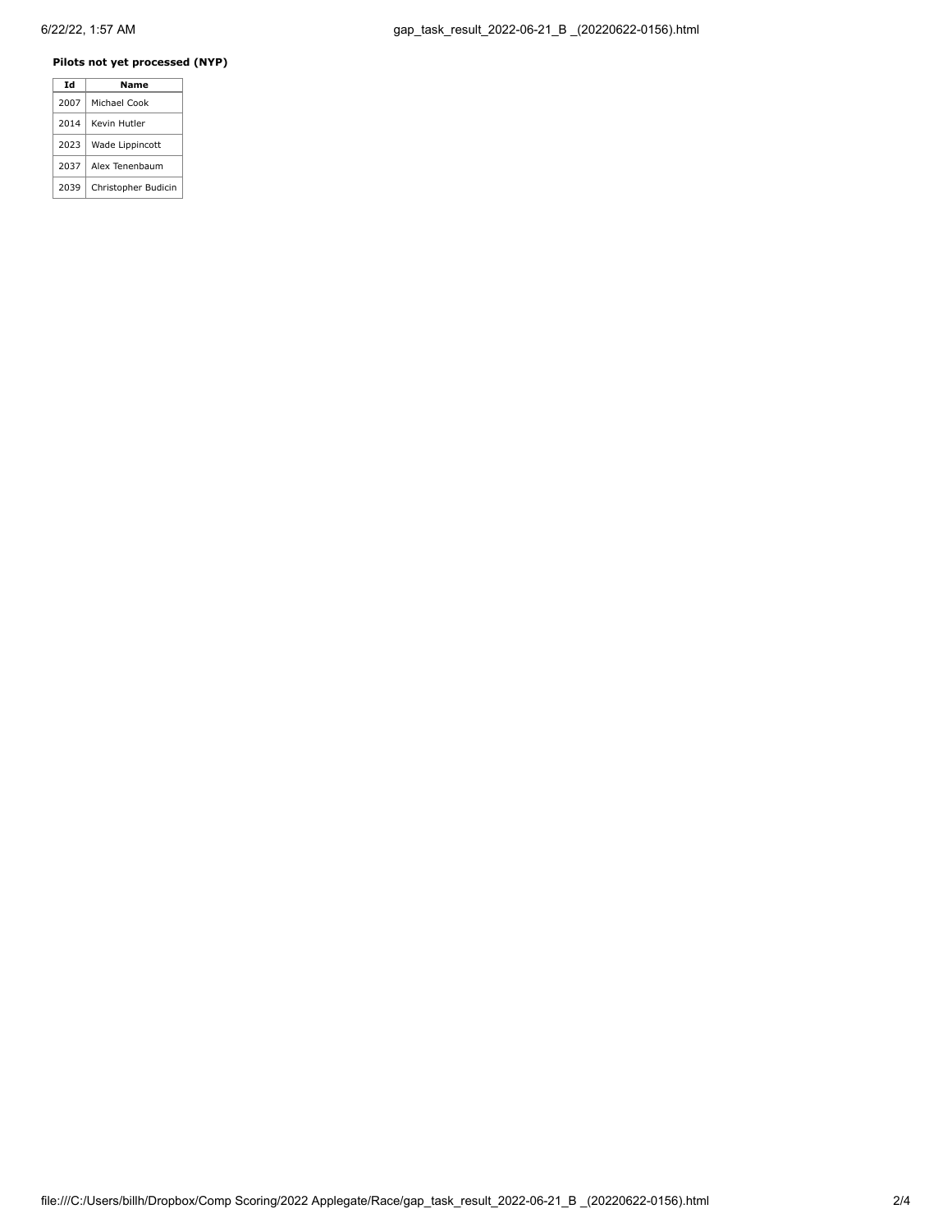**Pilots not yet processed (NYP)**

| Id | Name |
|---|---|
| 2007 | Michael Cook |
| 2014 | Kevin Hutler |
| 2023 | Wade Lippincott |
| 2037 | Alex Tenenbaum |
| 2039 | Christopher Budicin |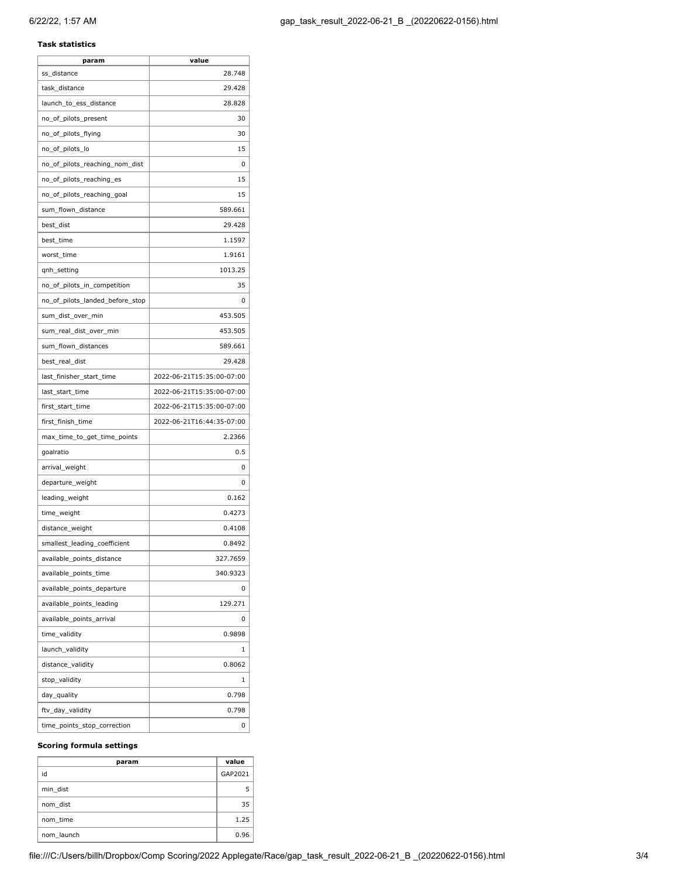**Task statistics**

| param | value |
|---|---|
| ss_distance | 28.748 |
| task_distance | 29.428 |
| launch_to_ess_distance | 28.828 |
| no_of_pilots_present | 30 |
| no_of_pilots_flying | 30 |
| no_of_pilots_lo | 15 |
| no_of_pilots_reaching_nom_dist | 0 |
| no_of_pilots_reaching_es | 15 |
| no_of_pilots_reaching_goal | 15 |
| sum_flown_distance | 589.661 |
| best_dist | 29.428 |
| best_time | 1.1597 |
| worst_time | 1.9161 |
| qnh_setting | 1013.25 |
| no_of_pilots_in_competition | 35 |
| no_of_pilots_landed_before_stop | 0 |
| sum_dist_over_min | 453.505 |
| sum_real_dist_over_min | 453.505 |
| sum_flown_distances | 589.661 |
| best_real_dist | 29.428 |
| last_finisher_start_time | 2022-06-21T15:35:00-07:00 |
| last_start_time | 2022-06-21T15:35:00-07:00 |
| first_start_time | 2022-06-21T15:35:00-07:00 |
| first_finish_time | 2022-06-21T16:44:35-07:00 |
| max_time_to_get_time_points | 2.2366 |
| goalratio | 0.5 |
| arrival_weight | 0 |
| departure_weight | 0 |
| leading_weight | 0.162 |
| time_weight | 0.4273 |
| distance_weight | 0.4108 |
| smallest_leading_coefficient | 0.8492 |
| available_points_distance | 327.7659 |
| available_points_time | 340.9323 |
| available_points_departure | 0 |
| available_points_leading | 129.271 |
| available_points_arrival | 0 |
| time_validity | 0.9898 |
| launch_validity | 1 |
| distance_validity | 0.8062 |
| stop_validity | 1 |
| day_quality | 0.798 |
| ftv_day_validity | 0.798 |
| time_points_stop_correction | 0 |

**Scoring formula settings**

| param | value |
|---|---|
| id | GAP2021 |
| min_dist | 5 |
| nom_dist | 35 |
| nom_time | 1.25 |
| nom_launch | 0.96 |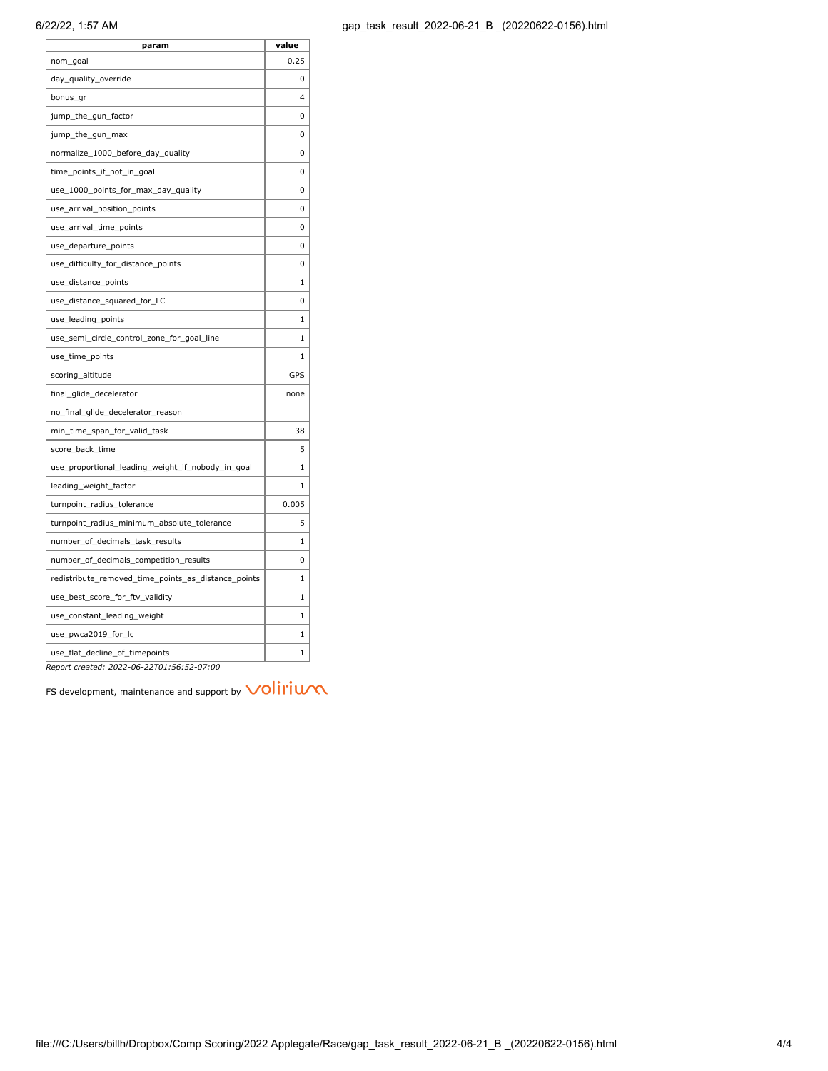| param | value |
|---|---|
| nom_goal | 0.25 |
| day_quality_override | 0 |
| bonus_gr | 4 |
| jump_the_gun_factor | 0 |
| jump_the_gun_max | 0 |
| normalize_1000_before_day_quality | 0 |
| time_points_if_not_in_goal | 0 |
| use_1000_points_for_max_day_quality | 0 |
| use_arrival_position_points | 0 |
| use_arrival_time_points | 0 |
| use_departure_points | 0 |
| use_difficulty_for_distance_points | 0 |
| use_distance_points | 1 |
| use_distance_squared_for_LC | 0 |
| use_leading_points | 1 |
| use_semi_circle_control_zone_for_goal_line | 1 |
| use_time_points | 1 |
| scoring_altitude | GPS |
| final_glide_decelerator | none |
| no_final_glide_decelerator_reason | |
| min_time_span_for_valid_task | 38 |
| score_back_time | 5 |
| use_proportional_leading_weight_if_nobody_in_goal | 1 |
| leading_weight_factor | 1 |
| turnpoint_radius_tolerance | 0.005 |
| turnpoint_radius_minimum_absolute_tolerance | 5 |
| number_of_decimals_task_results | 1 |
| number_of_decimals_competition_results | 0 |
| redistribute_removed_time_points_as_distance_points | 1 |
| use_best_score_for_ftv_validity | 1 |
| use_constant_leading_weight | 1 |
| use_pwca2019_for_lc | 1 |
| use_flat_decline_of_timepoints | 1 |

*Report created: 2022-06-22T01:56:52-07:00*

FS development, maintenance and support by volirium